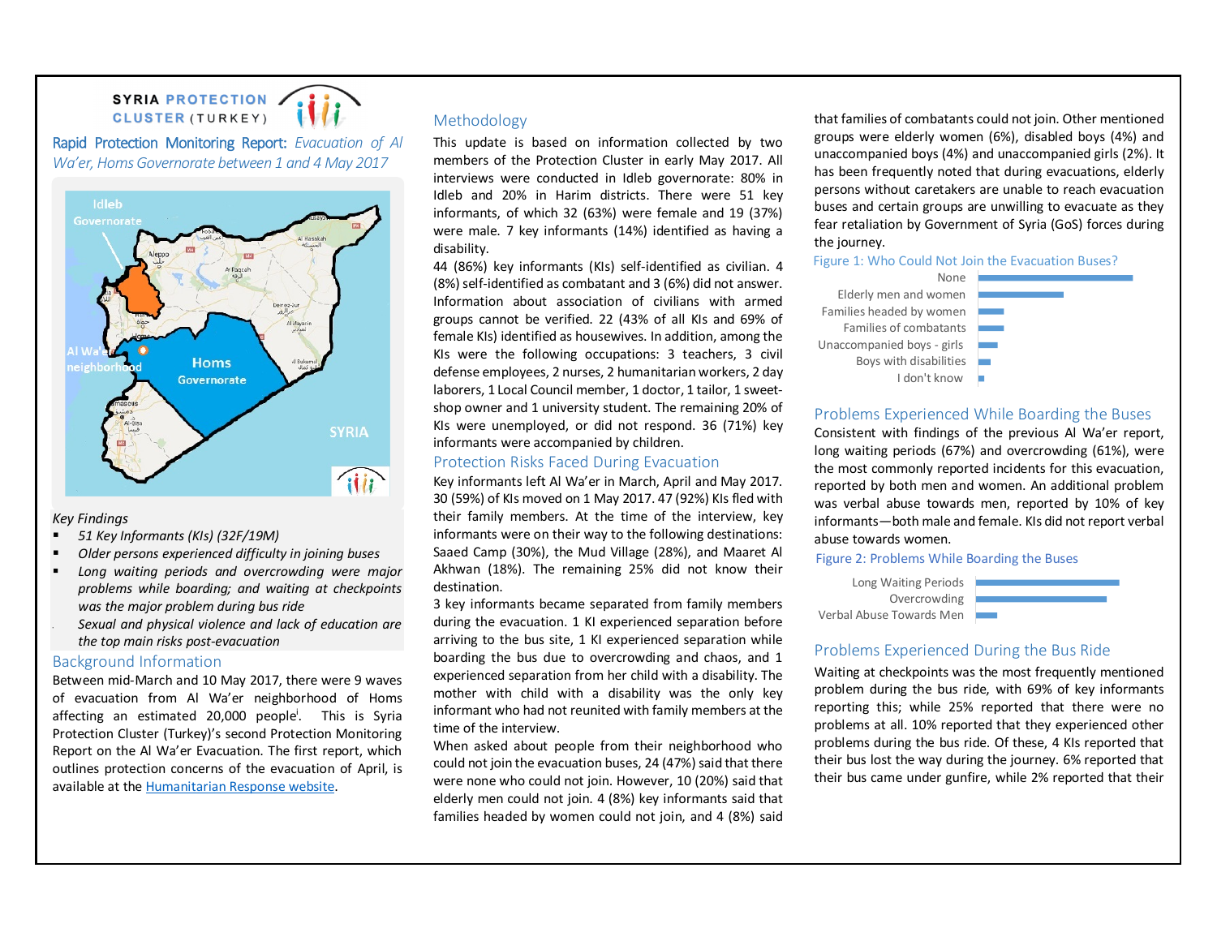SYRIA PROTECTION CLUSTER (TURKEY)

# Rapid Protection Monitoring Report: *Evacuation of Al Wa'er, Homs Governorate between 1 and 4 May 2017*

*Key Findings*

- *51 Key Informants (KIs) (32F/19M)*
- *Older persons experienced difficulty in joining buses*
- *Long waiting periods and overcrowding were major problems while boarding; and waiting at checkpoints was the major problem during bus ride*
- *Sexual and physical violence and lack of education are the top main risks post-evacuation*

## Background Information

Between mid-March and 10 May 2017, there were 9 waves of evacuation from Al Wa'er neighborhood of Homs affecting an estimated 20,000 people[i]. This is Syria Protection Cluster (Turkey)'s second Protection Monitoring Report on the Al Wa'er Evacuation. The first report, which outlines protection concerns of the evacuation of April, is available at the Humanitarian Response website.

## Methodology

This update is based on information collected by two members of the Protection Cluster in early May 2017. All interviews were conducted in Idleb governorate: 80% in Idleb and 20% in Harim districts. There were 51 key informants, of which 32 (63%) were female and 19 (37%) were male. 7 key informants (14%) identified as having a disability.

44 (86%) key informants (KIs) self-identified as civilian. 4 (8%) self-identified as combatant and 3 (6%) did not answer. Information about association of civilians with armed groups cannot be verified. 22 (43% of all KIs and 69% of female KIs) identified as housewives. In addition, among the KIs were the following occupations: 3 teachers, 3 civil defense employees, 2 nurses, 2 humanitarian workers, 2 day laborers, 1 Local Council member, 1 doctor, 1 tailor, 1 sweet-shop owner and 1 university student. The remaining 20% of KIs were unemployed, or did not respond. 36 (71%) key informants were accompanied by children.

## Protection Risks Faced During Evacuation

Key informants left Al Wa'er in March, April and May 2017. 30 (59%) of KIs moved on 1 May 2017. 47 (92%) KIs fled with their family members. At the time of the interview, key informants were on their way to the following destinations: Saaed Camp (30%), the Mud Village (28%), and Maaret Al Akhwan (18%). The remaining 25% did not know their destination.

3 key informants became separated from family members during the evacuation. 1 KI experienced separation before arriving to the bus site, 1 KI experienced separation while boarding the bus due to overcrowding and chaos, and 1 experienced separation from her child with a disability. The mother with child with a disability was the only key informant who had not reunited with family members at the time of the interview.

When asked about people from their neighborhood who could not join the evacuation buses, 24 (47%) said that there were none who could not join. However, 10 (20%) said that elderly men could not join. 4 (8%) key informants said that families headed by women could not join, and 4 (8%) said that families of combatants could not join. Other mentioned groups were elderly women (6%), disabled boys (4%) and unaccompanied boys (4%) and unaccompanied girls (2%). It has been frequently noted that during evacuations, elderly persons without caretakers are unable to reach evacuation buses and certain groups are unwilling to evacuate as they fear retaliation by Government of Syria (GoS) forces during the journey.

Figure 1: Who Could Not Join the Evacuation Buses?

| Category |
|---|
| None |
| Elderly men and women |
| Families headed by women |
| Families of combatants |
| Unaccompanied boys - girls |
| Boys with disabilities |
| I don't know |

## Problems Experienced While Boarding the Buses

Consistent with findings of the previous Al Wa'er report, long waiting periods (67%) and overcrowding (61%), were the most commonly reported incidents for this evacuation, reported by both men and women. An additional problem was verbal abuse towards men, reported by 10% of key informants—both male and female. KIs did not report verbal abuse towards women.

Figure 2: Problems While Boarding the Buses

| Category |
|---|
| Long Waiting Periods |
| Overcrowding |
| Verbal Abuse Towards Men |

## Problems Experienced During the Bus Ride

Waiting at checkpoints was the most frequently mentioned problem during the bus ride, with 69% of key informants reporting this; while 25% reported that there were no problems at all. 10% reported that they experienced other problems during the bus ride. Of these, 4 KIs reported that their bus lost the way during the journey. 6% reported that their bus came under gunfire, while 2% reported that their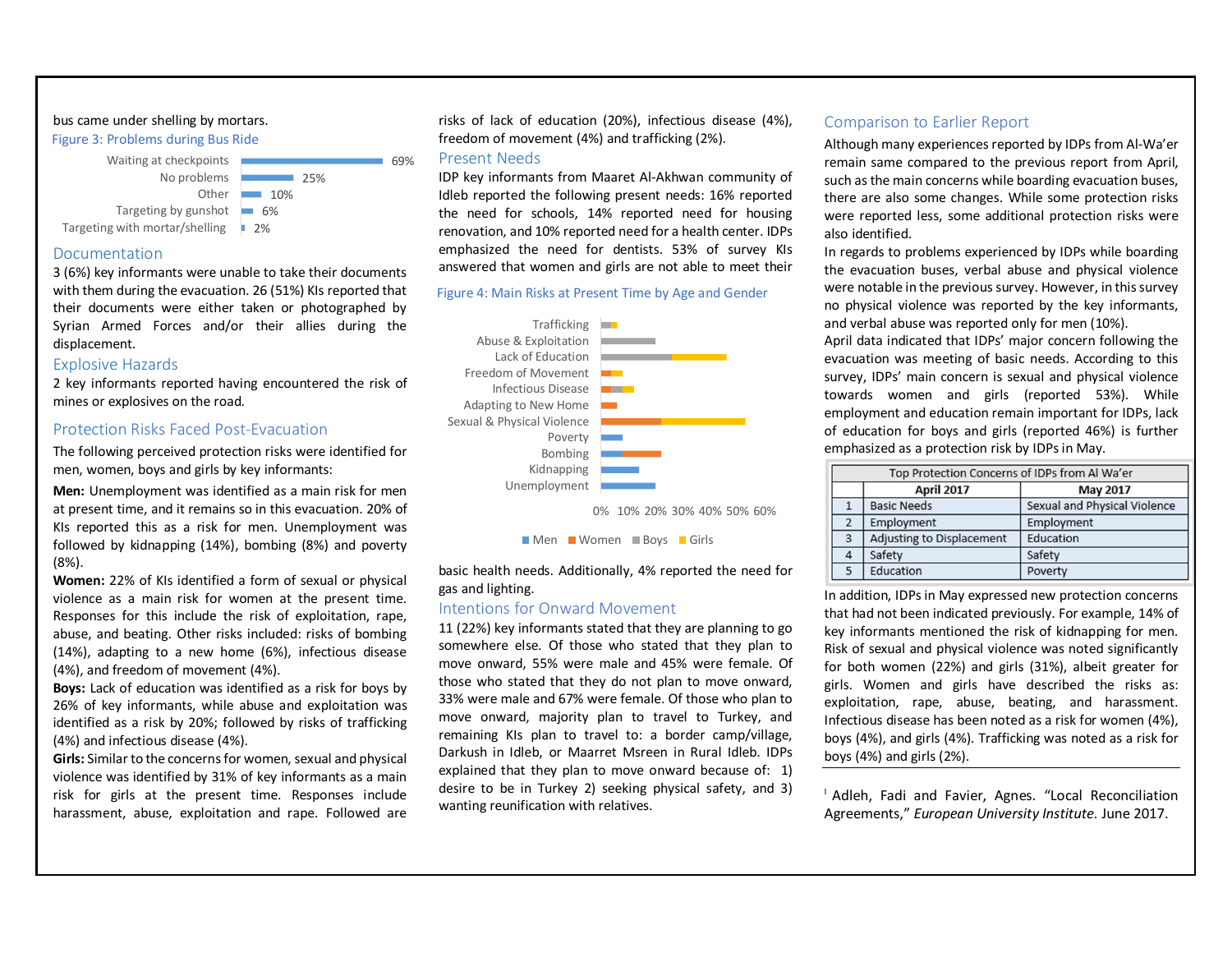bus came under shelling by mortars.

Figure 3: Problems during Bus Ride

Waiting at checkpoints 69%
No problems 25%
Other 10%
Targeting by gunshot 6%
Targeting with mortar/shelling 2%

## Documentation

3 (6%) key informants were unable to take their documents with them during the evacuation. 26 (51%) KIs reported that their documents were either taken or photographed by Syrian Armed Forces and/or their allies during the displacement.

## Explosive Hazards

2 key informants reported having encountered the risk of mines or explosives on the road.

## Protection Risks Faced Post-Evacuation

The following perceived protection risks were identified for men, women, boys and girls by key informants:

**Men:** Unemployment was identified as a main risk for men at present time, and it remains so in this evacuation. 20% of KIs reported this as a risk for men. Unemployment was followed by kidnapping (14%), bombing (8%) and poverty (8%).

**Women:** 22% of KIs identified a form of sexual or physical violence as a main risk for women at the present time. Responses for this include the risk of exploitation, rape, abuse, and beating. Other risks included: risks of bombing (14%), adapting to a new home (6%), infectious disease (4%), and freedom of movement (4%).

**Boys:** Lack of education was identified as a risk for boys by 26% of key informants, while abuse and exploitation was identified as a risk by 20%; followed by risks of trafficking (4%) and infectious disease (4%).

**Girls:** Similar to the concerns for women, sexual and physical violence was identified by 31% of key informants as a main risk for girls at the present time. Responses include harassment, abuse, exploitation and rape. Followed are risks of lack of education (20%), infectious disease (4%), freedom of movement (4%) and trafficking (2%).

## Present Needs

IDP key informants from Maaret Al-Akhwan community of Idleb reported the following present needs: 16% reported the need for schools, 14% reported need for housing renovation, and 10% reported need for a health center. IDPs emphasized the need for dentists. 53% of survey KIs answered that women and girls are not able to meet their basic health needs. Additionally, 4% reported the need for gas and lighting.

Figure 4: Main Risks at Present Time by Age and Gender

Trafficking
Abuse & Exploitation
Lack of Education
Freedom of Movement
Infectious Disease
Adapting to New Home
Sexual & Physical Violence
Poverty
Bombing
Kidnapping
Unemployment

0% 10% 20% 30% 40% 50% 60%

Men Women Boys Girls

## Intentions for Onward Movement

11 (22%) key informants stated that they are planning to go somewhere else. Of those who stated that they plan to move onward, 55% were male and 45% were female. Of those who stated that they do not plan to move onward, 33% were male and 67% were female. Of those who plan to move onward, majority plan to travel to Turkey, and remaining KIs plan to travel to: a border camp/village, Darkush in Idleb, or Maarret Msreen in Rural Idleb. IDPs explained that they plan to move onward because of: 1) desire to be in Turkey 2) seeking physical safety, and 3) wanting reunification with relatives.

## Comparison to Earlier Report

Although many experiences reported by IDPs from Al-Wa'er remain same compared to the previous report from April, such as the main concerns while boarding evacuation buses, there are also some changes. While some protection risks were reported less, some additional protection risks were also identified.

In regards to problems experienced by IDPs while boarding the evacuation buses, verbal abuse and physical violence were notable in the previous survey. However, in this survey no physical violence was reported by the key informants, and verbal abuse was reported only for men (10%).

April data indicated that IDPs' major concern following the evacuation was meeting of basic needs. According to this survey, IDPs' main concern is sexual and physical violence towards women and girls (reported 53%). While employment and education remain important for IDPs, lack of education for boys and girls (reported 46%) is further emphasized as a protection risk by IDPs in May.

| Top Protection Concerns of IDPs from Al Wa'er | | |
|---|---|---|
| | April 2017 | May 2017 |
| 1 | Basic Needs | Sexual and Physical Violence |
| 2 | Employment | Employment |
| 3 | Adjusting to Displacement | Education |
| 4 | Safety | Safety |
| 5 | Education | Poverty |

In addition, IDPs in May expressed new protection concerns that had not been indicated previously. For example, 14% of key informants mentioned the risk of kidnapping for men. Risk of sexual and physical violence was noted significantly for both women (22%) and girls (31%), albeit greater for girls. Women and girls have described the risks as: exploitation, rape, abuse, beating, and harassment. Infectious disease has been noted as a risk for women (4%), boys (4%), and girls (4%). Trafficking was noted as a risk for boys (4%) and girls (2%).

---

[i] Adleh, Fadi and Favier, Agnes. "Local Reconciliation Agreements," *European University Institute*. June 2017.